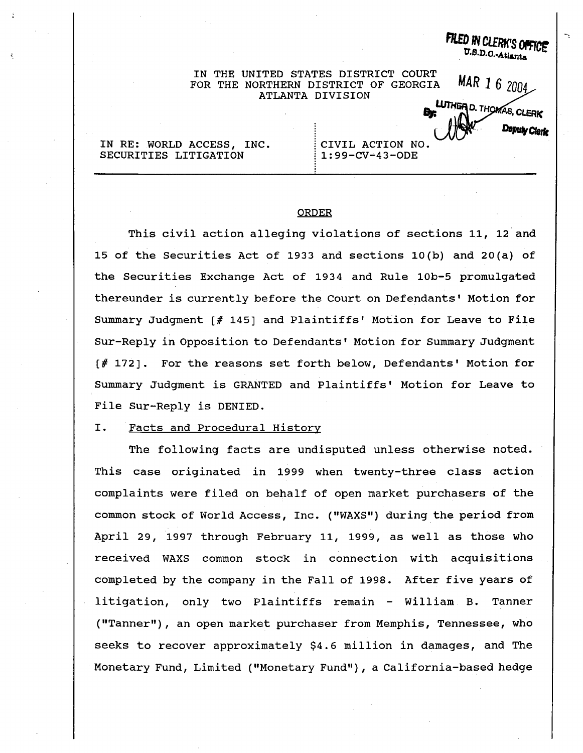FILED IN CLERK'S OFFICE
U.S.D.C.-Atlanta

MAR 16 2004

LUTHER D. THOMAS, CLERK
By: Deputy Clerk

IN THE UNITED STATES DISTRICT COURT
FOR THE NORTHERN DISTRICT OF GEORGIA
ATLANTA DIVISION

IN RE: WORLD ACCESS, INC. SECURITIES LITIGATION

CIVIL ACTION NO. 1:99-CV-43-ODE

## ORDER

This civil action alleging violations of sections 11, 12 and 15 of the Securities Act of 1933 and sections 10(b) and 20(a) of the Securities Exchange Act of 1934 and Rule 10b-5 promulgated thereunder is currently before the Court on Defendants' Motion for Summary Judgment [# 145] and Plaintiffs' Motion for Leave to File Sur-Reply in Opposition to Defendants' Motion for Summary Judgment [# 172]. For the reasons set forth below, Defendants' Motion for Summary Judgment is GRANTED and Plaintiffs' Motion for Leave to File Sur-Reply is DENIED.

I. Facts and Procedural History

The following facts are undisputed unless otherwise noted. This case originated in 1999 when twenty-three class action complaints were filed on behalf of open market purchasers of the common stock of World Access, Inc. ("WAXS") during the period from April 29, 1997 through February 11, 1999, as well as those who received WAXS common stock in connection with acquisitions completed by the company in the Fall of 1998. After five years of litigation, only two Plaintiffs remain - William B. Tanner ("Tanner"), an open market purchaser from Memphis, Tennessee, who seeks to recover approximately $4.6 million in damages, and The Monetary Fund, Limited ("Monetary Fund"), a California-based hedge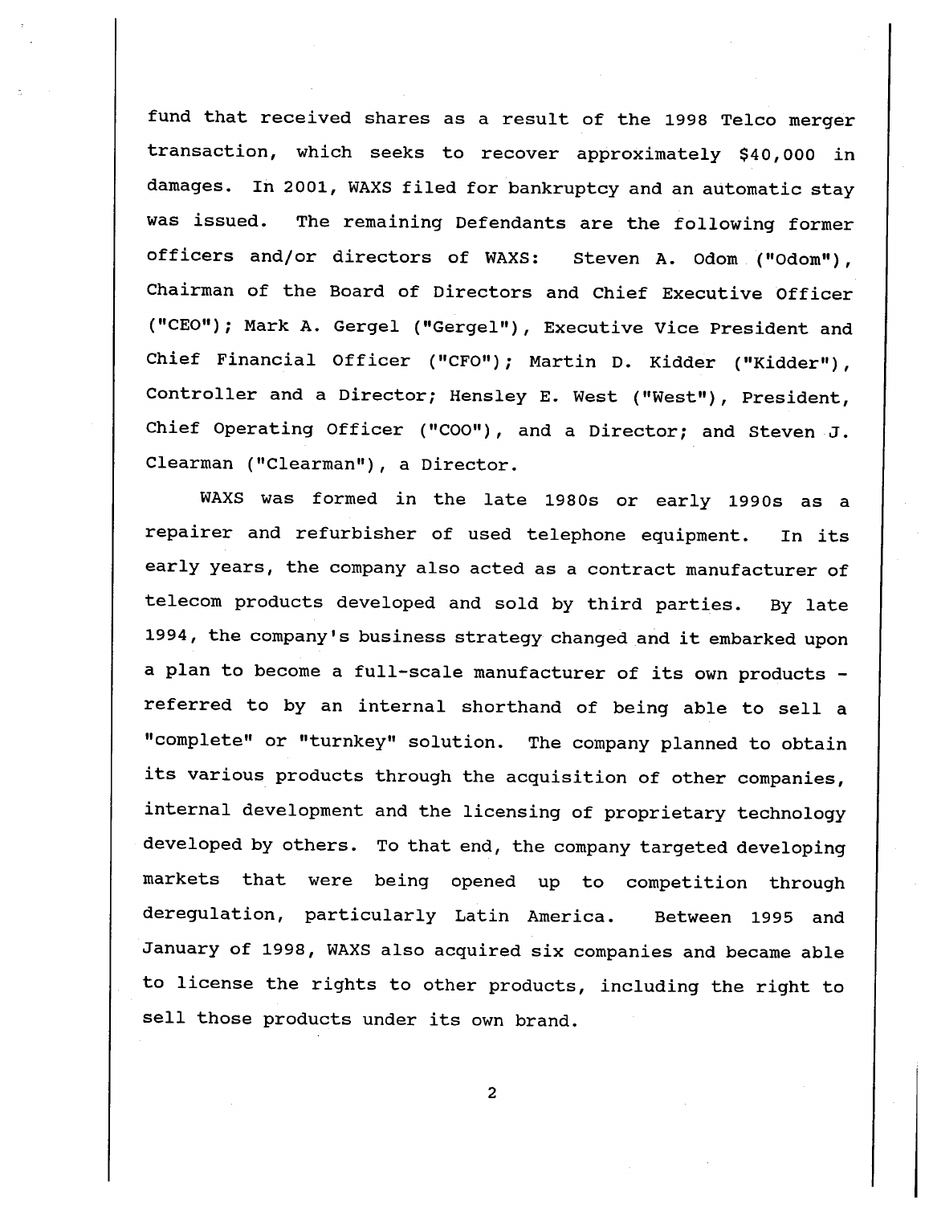fund that received shares as a result of the 1998 Telco merger transaction, which seeks to recover approximately $40,000 in damages. In 2001, WAXS filed for bankruptcy and an automatic stay was issued. The remaining Defendants are the following former officers and/or directors of WAXS: Steven A. Odom ("Odom"), Chairman of the Board of Directors and Chief Executive Officer ("CEO"); Mark A. Gergel ("Gergel"), Executive Vice President and Chief Financial Officer ("CFO"); Martin D. Kidder ("Kidder"), Controller and a Director; Hensley E. West ("West"), President, Chief Operating Officer ("COO"), and a Director; and Steven J. Clearman ("Clearman"), a Director.

WAXS was formed in the late 1980s or early 1990s as a repairer and refurbisher of used telephone equipment. In its early years, the company also acted as a contract manufacturer of telecom products developed and sold by third parties. By late 1994, the company's business strategy changed and it embarked upon a plan to become a full-scale manufacturer of its own products - referred to by an internal shorthand of being able to sell a "complete" or "turnkey" solution. The company planned to obtain its various products through the acquisition of other companies, internal development and the licensing of proprietary technology developed by others. To that end, the company targeted developing markets that were being opened up to competition through deregulation, particularly Latin America. Between 1995 and January of 1998, WAXS also acquired six companies and became able to license the rights to other products, including the right to sell those products under its own brand.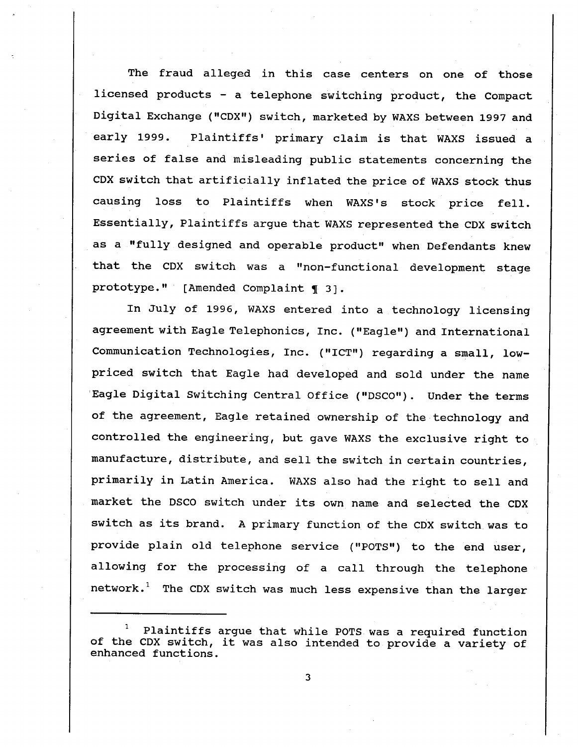The fraud alleged in this case centers on one of those licensed products - a telephone switching product, the Compact Digital Exchange ("CDX") switch, marketed by WAXS between 1997 and early 1999. Plaintiffs' primary claim is that WAXS issued a series of false and misleading public statements concerning the CDX switch that artificially inflated the price of WAXS stock thus causing loss to Plaintiffs when WAXS's stock price fell. Essentially, Plaintiffs argue that WAXS represented the CDX switch as a "fully designed and operable product" when Defendants knew that the CDX switch was a "non-functional development stage prototype." [Amended Complaint ¶ 3].

In July of 1996, WAXS entered into a technology licensing agreement with Eagle Telephonics, Inc. ("Eagle") and International Communication Technologies, Inc. ("ICT") regarding a small, low-priced switch that Eagle had developed and sold under the name Eagle Digital Switching Central Office ("DSCO"). Under the terms of the agreement, Eagle retained ownership of the technology and controlled the engineering, but gave WAXS the exclusive right to manufacture, distribute, and sell the switch in certain countries, primarily in Latin America. WAXS also had the right to sell and market the DSCO switch under its own name and selected the CDX switch as its brand. A primary function of the CDX switch was to provide plain old telephone service ("POTS") to the end user, allowing for the processing of a call through the telephone network.[1] The CDX switch was much less expensive than the larger

---

[1] Plaintiffs argue that while POTS was a required function of the CDX switch, it was also intended to provide a variety of enhanced functions.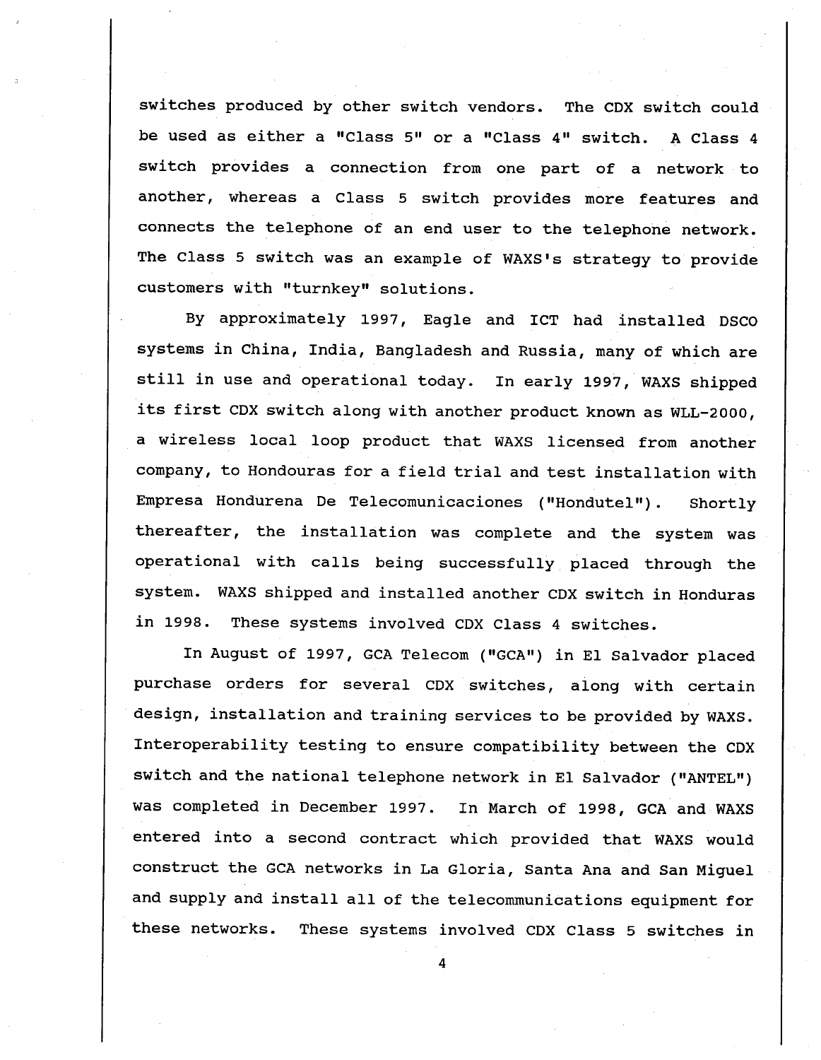switches produced by other switch vendors. The CDX switch could be used as either a "Class 5" or a "Class 4" switch. A Class 4 switch provides a connection from one part of a network to another, whereas a Class 5 switch provides more features and connects the telephone of an end user to the telephone network. The Class 5 switch was an example of WAXS's strategy to provide customers with "turnkey" solutions.

By approximately 1997, Eagle and ICT had installed DSCO systems in China, India, Bangladesh and Russia, many of which are still in use and operational today. In early 1997, WAXS shipped its first CDX switch along with another product known as WLL-2000, a wireless local loop product that WAXS licensed from another company, to Hondouras for a field trial and test installation with Empresa Hondurena De Telecomunicaciones ("Hondutel"). Shortly thereafter, the installation was complete and the system was operational with calls being successfully placed through the system. WAXS shipped and installed another CDX switch in Honduras in 1998. These systems involved CDX Class 4 switches.

In August of 1997, GCA Telecom ("GCA") in El Salvador placed purchase orders for several CDX switches, along with certain design, installation and training services to be provided by WAXS. Interoperability testing to ensure compatibility between the CDX switch and the national telephone network in El Salvador ("ANTEL") was completed in December 1997. In March of 1998, GCA and WAXS entered into a second contract which provided that WAXS would construct the GCA networks in La Gloria, Santa Ana and San Miguel and supply and install all of the telecommunications equipment for these networks. These systems involved CDX Class 5 switches in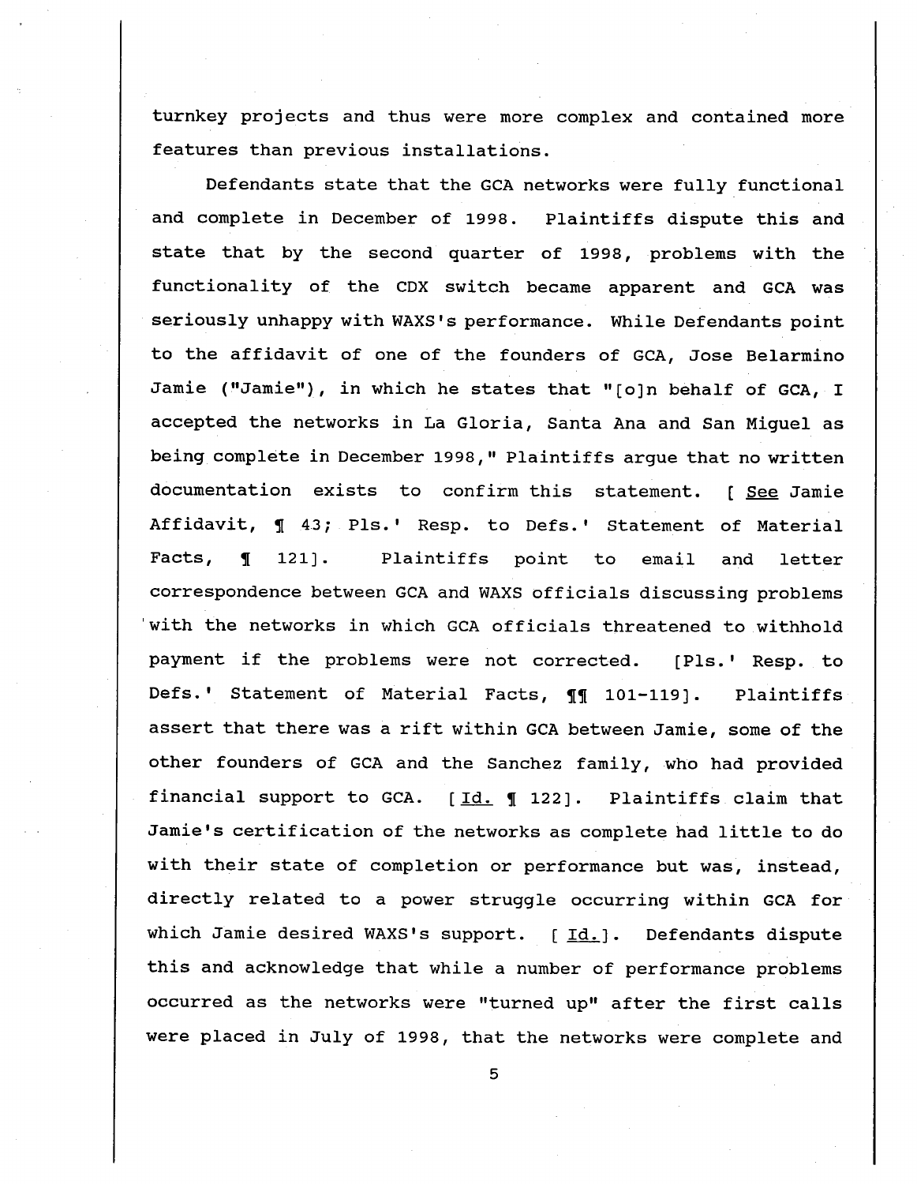turnkey projects and thus were more complex and contained more features than previous installations.

Defendants state that the GCA networks were fully functional and complete in December of 1998. Plaintiffs dispute this and state that by the second quarter of 1998, problems with the functionality of the CDX switch became apparent and GCA was seriously unhappy with WAXS's performance. While Defendants point to the affidavit of one of the founders of GCA, Jose Belarmino Jamie ("Jamie"), in which he states that "[o]n behalf of GCA, I accepted the networks in La Gloria, Santa Ana and San Miguel as being complete in December 1998," Plaintiffs argue that no written documentation exists to confirm this statement. [ See Jamie Affidavit, ¶ 43; Pls.' Resp. to Defs.' Statement of Material Facts, ¶ 121]. Plaintiffs point to email and letter correspondence between GCA and WAXS officials discussing problems with the networks in which GCA officials threatened to withhold payment if the problems were not corrected. [Pls.' Resp. to Defs.' Statement of Material Facts, ¶¶ 101-119]. Plaintiffs assert that there was a rift within GCA between Jamie, some of the other founders of GCA and the Sanchez family, who had provided financial support to GCA. [ Id. ¶ 122]. Plaintiffs claim that Jamie's certification of the networks as complete had little to do with their state of completion or performance but was, instead, directly related to a power struggle occurring within GCA for which Jamie desired WAXS's support. [ Id.]. Defendants dispute this and acknowledge that while a number of performance problems occurred as the networks were "turned up" after the first calls were placed in July of 1998, that the networks were complete and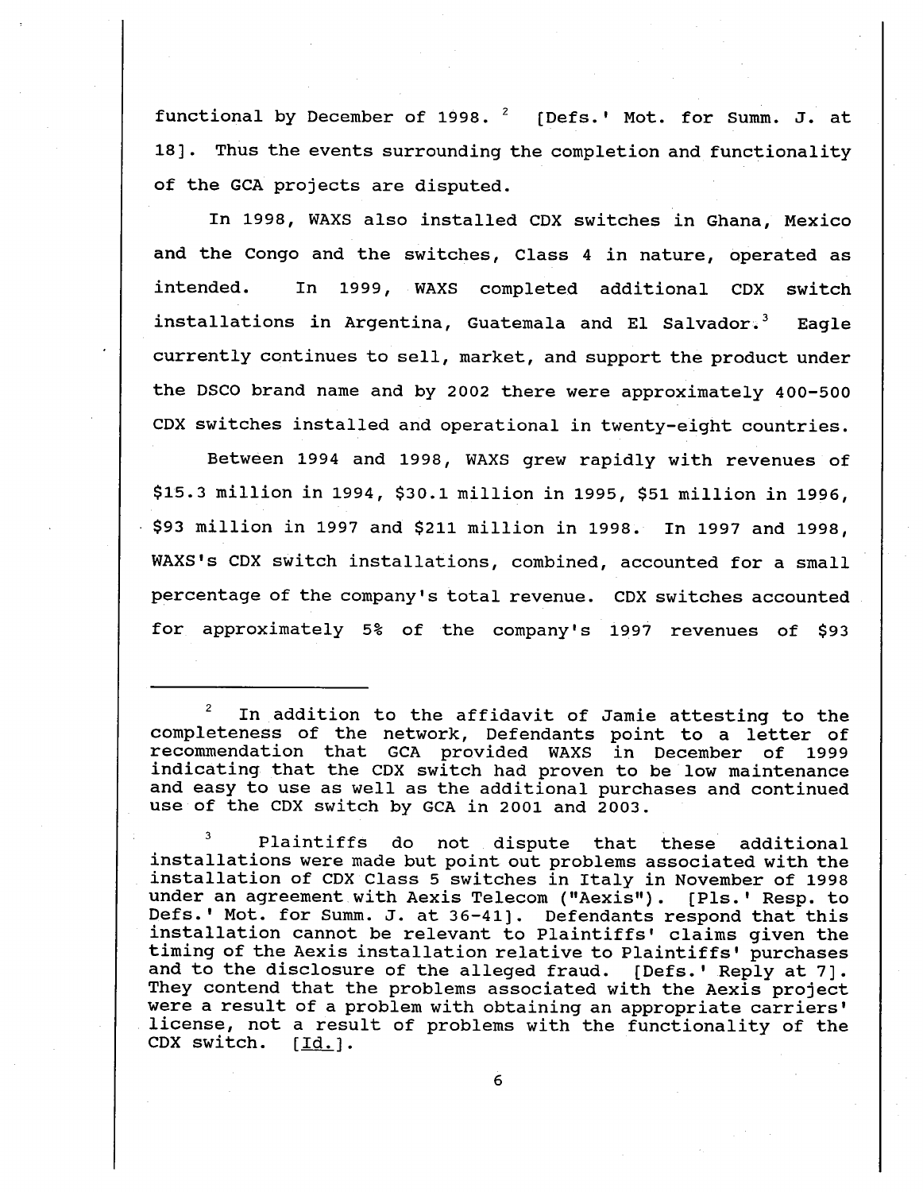functional by December of 1998.[2] [Defs.' Mot. for Summ. J. at 18]. Thus the events surrounding the completion and functionality of the GCA projects are disputed.

In 1998, WAXS also installed CDX switches in Ghana, Mexico and the Congo and the switches, Class 4 in nature, operated as intended. In 1999, WAXS completed additional CDX switch installations in Argentina, Guatemala and El Salvador.[3] Eagle currently continues to sell, market, and support the product under the DSCO brand name and by 2002 there were approximately 400-500 CDX switches installed and operational in twenty-eight countries.

Between 1994 and 1998, WAXS grew rapidly with revenues of $15.3 million in 1994, $30.1 million in 1995, $51 million in 1996, $93 million in 1997 and $211 million in 1998. In 1997 and 1998, WAXS's CDX switch installations, combined, accounted for a small percentage of the company's total revenue. CDX switches accounted for approximately 5% of the company's 1997 revenues of $93

---

[2] In addition to the affidavit of Jamie attesting to the completeness of the network, Defendants point to a letter of recommendation that GCA provided WAXS in December of 1999 indicating that the CDX switch had proven to be low maintenance and easy to use as well as the additional purchases and continued use of the CDX switch by GCA in 2001 and 2003.

[3] Plaintiffs do not dispute that these additional installations were made but point out problems associated with the installation of CDX Class 5 switches in Italy in November of 1998 under an agreement with Aexis Telecom ("Aexis"). [Pls.' Resp. to Defs.' Mot. for Summ. J. at 36-41]. Defendants respond that this installation cannot be relevant to Plaintiffs' claims given the timing of the Aexis installation relative to Plaintiffs' purchases and to the disclosure of the alleged fraud. [Defs.' Reply at 7]. They contend that the problems associated with the Aexis project were a result of a problem with obtaining an appropriate carriers' license, not a result of problems with the functionality of the CDX switch. [Id.].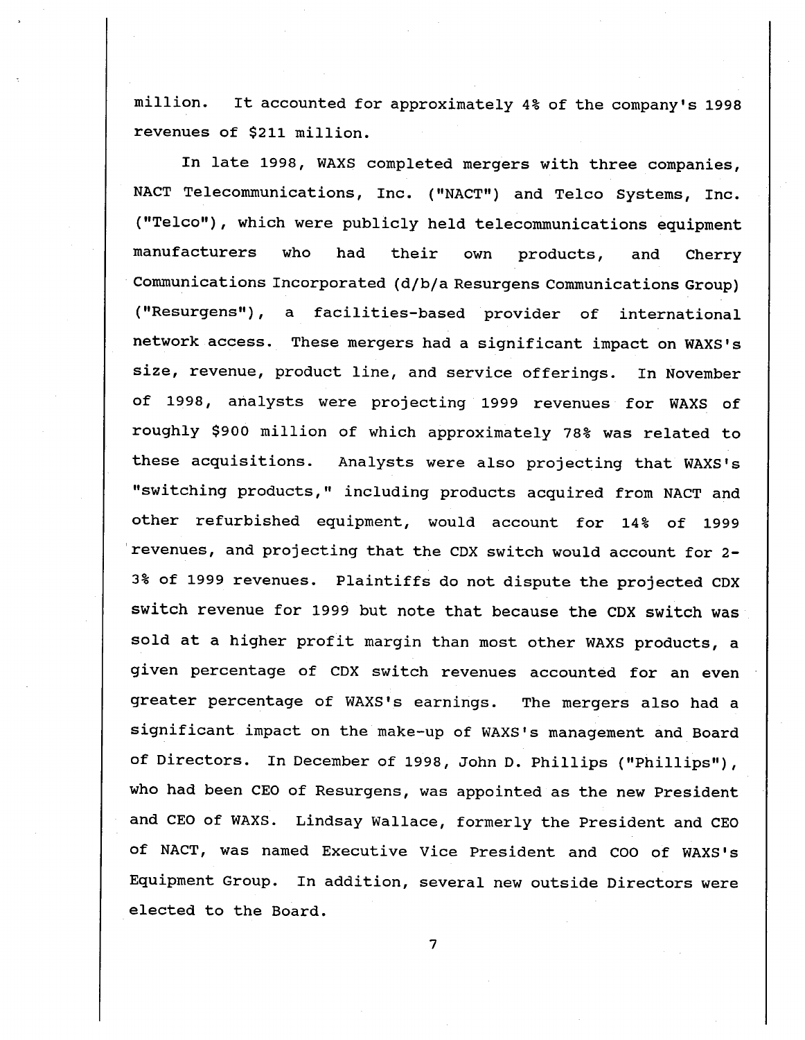million. It accounted for approximately 4% of the company's 1998 revenues of $211 million.

In late 1998, WAXS completed mergers with three companies, NACT Telecommunications, Inc. ("NACT") and Telco Systems, Inc. ("Telco"), which were publicly held telecommunications equipment manufacturers who had their own products, and Cherry Communications Incorporated (d/b/a Resurgens Communications Group) ("Resurgens"), a facilities-based provider of international network access. These mergers had a significant impact on WAXS's size, revenue, product line, and service offerings. In November of 1998, analysts were projecting 1999 revenues for WAXS of roughly $900 million of which approximately 78% was related to these acquisitions. Analysts were also projecting that WAXS's "switching products," including products acquired from NACT and other refurbished equipment, would account for 14% of 1999 revenues, and projecting that the CDX switch would account for 2-3% of 1999 revenues. Plaintiffs do not dispute the projected CDX switch revenue for 1999 but note that because the CDX switch was sold at a higher profit margin than most other WAXS products, a given percentage of CDX switch revenues accounted for an even greater percentage of WAXS's earnings. The mergers also had a significant impact on the make-up of WAXS's management and Board of Directors. In December of 1998, John D. Phillips ("Phillips"), who had been CEO of Resurgens, was appointed as the new President and CEO of WAXS. Lindsay Wallace, formerly the President and CEO of NACT, was named Executive Vice President and COO of WAXS's Equipment Group. In addition, several new outside Directors were elected to the Board.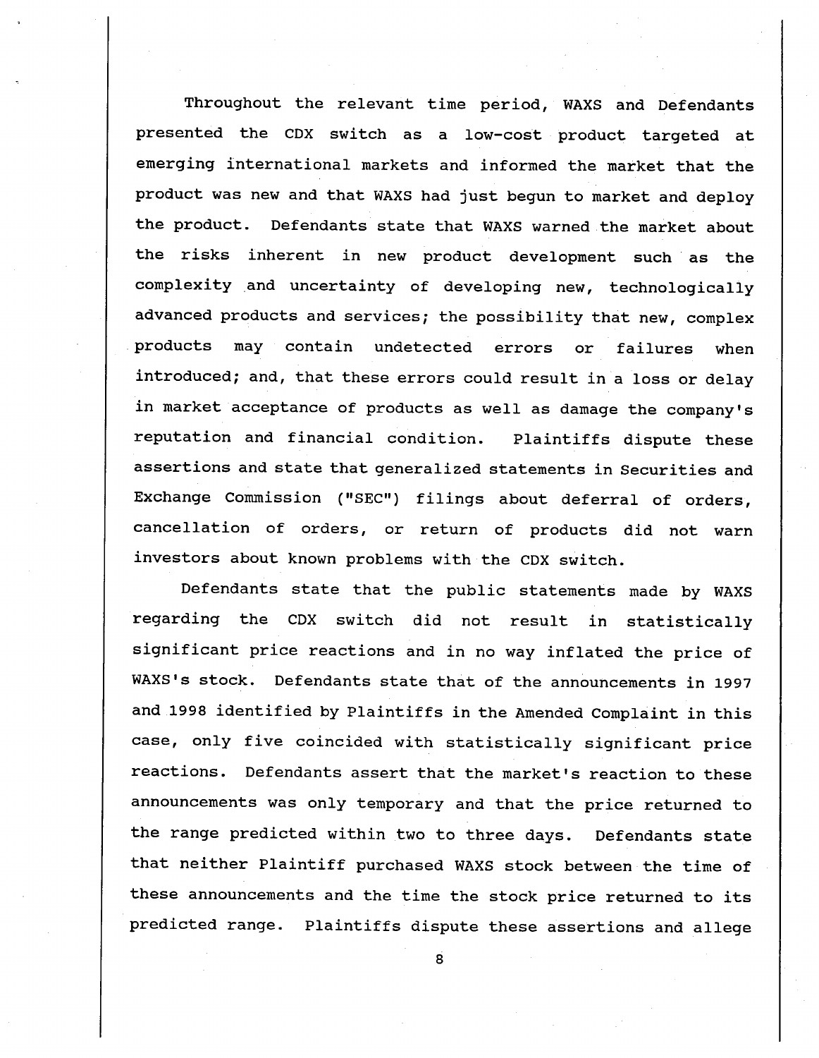Throughout the relevant time period, WAXS and Defendants presented the CDX switch as a low-cost product targeted at emerging international markets and informed the market that the product was new and that WAXS had just begun to market and deploy the product. Defendants state that WAXS warned the market about the risks inherent in new product development such as the complexity and uncertainty of developing new, technologically advanced products and services; the possibility that new, complex products may contain undetected errors or failures when introduced; and, that these errors could result in a loss or delay in market acceptance of products as well as damage the company's reputation and financial condition. Plaintiffs dispute these assertions and state that generalized statements in Securities and Exchange Commission ("SEC") filings about deferral of orders, cancellation of orders, or return of products did not warn investors about known problems with the CDX switch.

Defendants state that the public statements made by WAXS regarding the CDX switch did not result in statistically significant price reactions and in no way inflated the price of WAXS's stock. Defendants state that of the announcements in 1997 and 1998 identified by Plaintiffs in the Amended Complaint in this case, only five coincided with statistically significant price reactions. Defendants assert that the market's reaction to these announcements was only temporary and that the price returned to the range predicted within two to three days. Defendants state that neither Plaintiff purchased WAXS stock between the time of these announcements and the time the stock price returned to its predicted range. Plaintiffs dispute these assertions and allege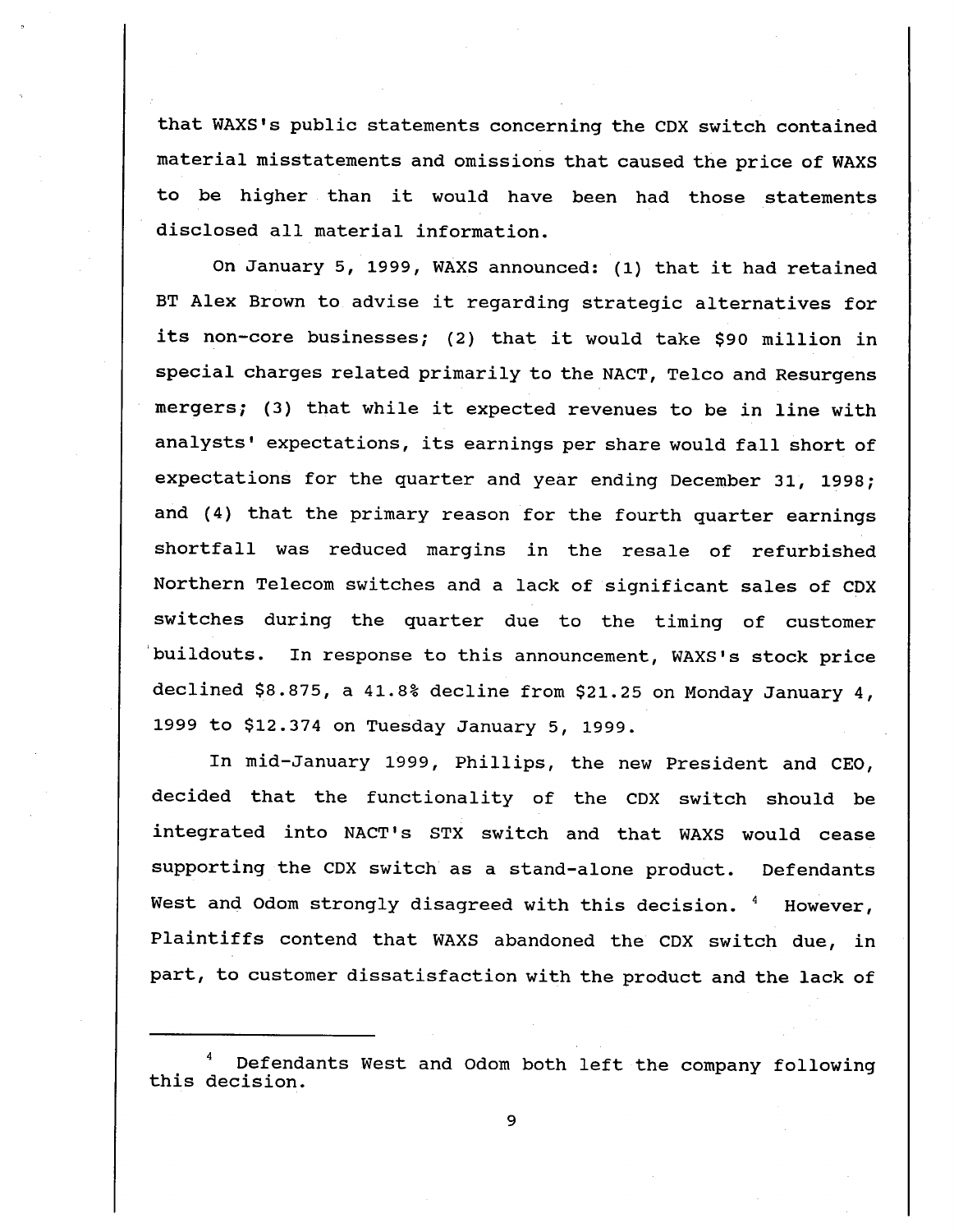that WAXS's public statements concerning the CDX switch contained material misstatements and omissions that caused the price of WAXS to be higher than it would have been had those statements disclosed all material information.

On January 5, 1999, WAXS announced: (1) that it had retained BT Alex Brown to advise it regarding strategic alternatives for its non-core businesses; (2) that it would take $90 million in special charges related primarily to the NACT, Telco and Resurgens mergers; (3) that while it expected revenues to be in line with analysts' expectations, its earnings per share would fall short of expectations for the quarter and year ending December 31, 1998; and (4) that the primary reason for the fourth quarter earnings shortfall was reduced margins in the resale of refurbished Northern Telecom switches and a lack of significant sales of CDX switches during the quarter due to the timing of customer buildouts. In response to this announcement, WAXS's stock price declined $8.875, a 41.8% decline from $21.25 on Monday January 4, 1999 to $12.374 on Tuesday January 5, 1999.

In mid-January 1999, Phillips, the new President and CEO, decided that the functionality of the CDX switch should be integrated into NACT's STX switch and that WAXS would cease supporting the CDX switch as a stand-alone product. Defendants West and Odom strongly disagreed with this decision. [4] However, Plaintiffs contend that WAXS abandoned the CDX switch due, in part, to customer dissatisfaction with the product and the lack of

---

[4] Defendants West and Odom both left the company following this decision.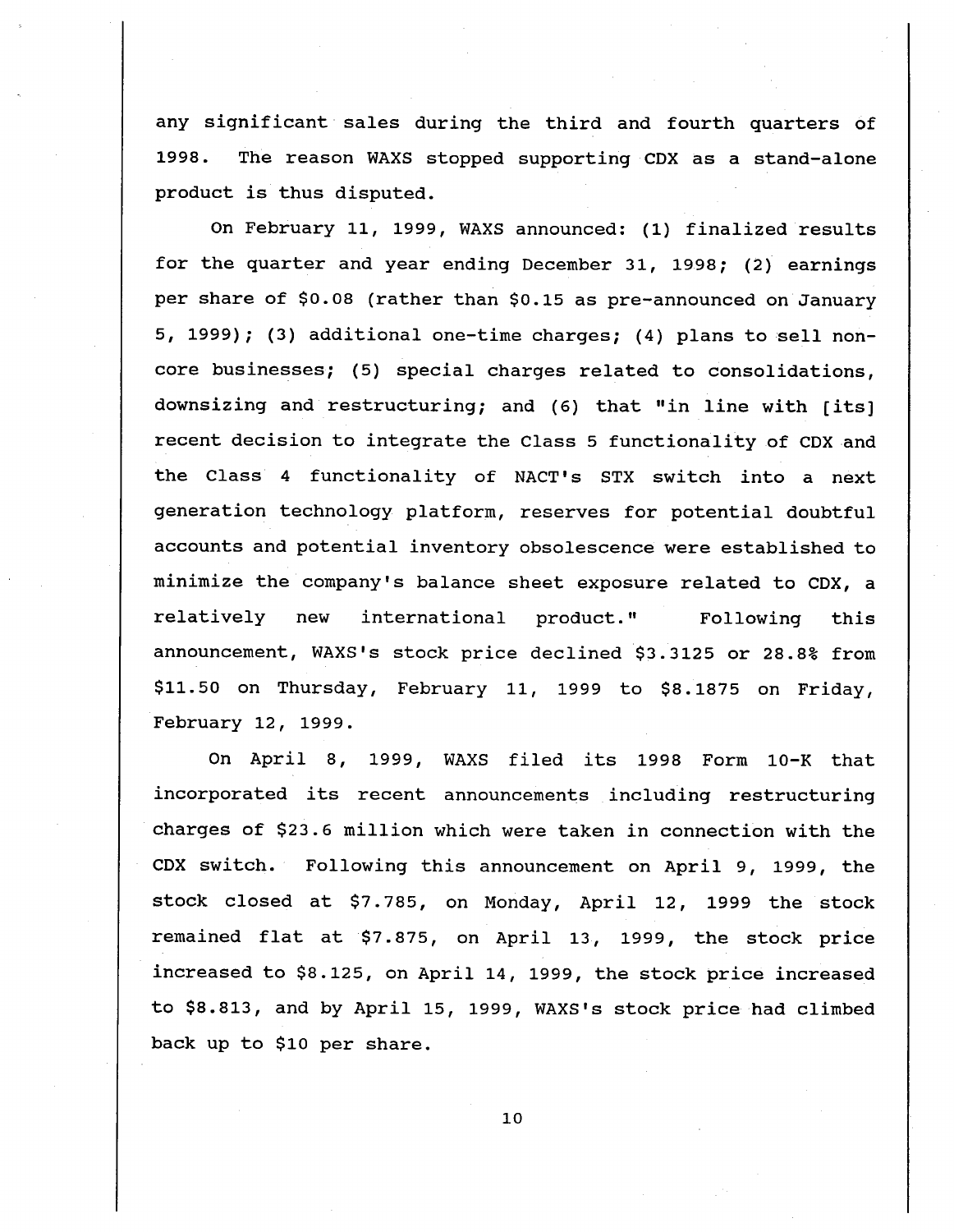any significant sales during the third and fourth quarters of 1998. The reason WAXS stopped supporting CDX as a stand-alone product is thus disputed.

On February 11, 1999, WAXS announced: (1) finalized results for the quarter and year ending December 31, 1998; (2) earnings per share of $0.08 (rather than $0.15 as pre-announced on January 5, 1999); (3) additional one-time charges; (4) plans to sell non-core businesses; (5) special charges related to consolidations, downsizing and restructuring; and (6) that "in line with [its] recent decision to integrate the Class 5 functionality of CDX and the Class 4 functionality of NACT's STX switch into a next generation technology platform, reserves for potential doubtful accounts and potential inventory obsolescence were established to minimize the company's balance sheet exposure related to CDX, a relatively new international product." Following this announcement, WAXS's stock price declined $3.3125 or 28.8% from $11.50 on Thursday, February 11, 1999 to $8.1875 on Friday, February 12, 1999.

On April 8, 1999, WAXS filed its 1998 Form 10-K that incorporated its recent announcements including restructuring charges of $23.6 million which were taken in connection with the CDX switch. Following this announcement on April 9, 1999, the stock closed at $7.785, on Monday, April 12, 1999 the stock remained flat at $7.875, on April 13, 1999, the stock price increased to $8.125, on April 14, 1999, the stock price increased to $8.813, and by April 15, 1999, WAXS's stock price had climbed back up to $10 per share.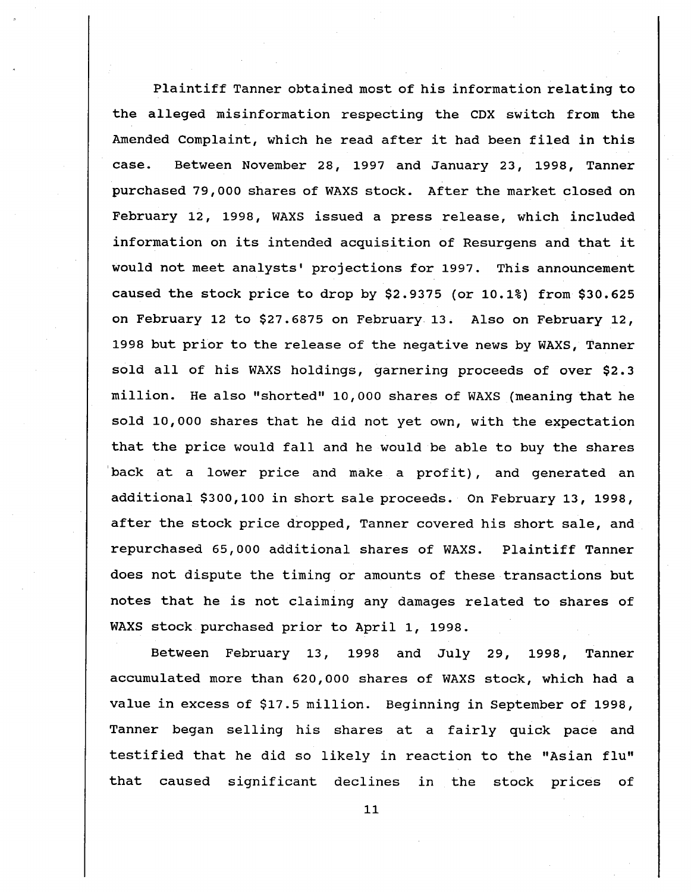Plaintiff Tanner obtained most of his information relating to the alleged misinformation respecting the CDX switch from the Amended Complaint, which he read after it had been filed in this case. Between November 28, 1997 and January 23, 1998, Tanner purchased 79,000 shares of WAXS stock. After the market closed on February 12, 1998, WAXS issued a press release, which included information on its intended acquisition of Resurgens and that it would not meet analysts' projections for 1997. This announcement caused the stock price to drop by $2.9375 (or 10.1%) from $30.625 on February 12 to $27.6875 on February 13. Also on February 12, 1998 but prior to the release of the negative news by WAXS, Tanner sold all of his WAXS holdings, garnering proceeds of over $2.3 million. He also "shorted" 10,000 shares of WAXS (meaning that he sold 10,000 shares that he did not yet own, with the expectation that the price would fall and he would be able to buy the shares back at a lower price and make a profit), and generated an additional $300,100 in short sale proceeds. On February 13, 1998, after the stock price dropped, Tanner covered his short sale, and repurchased 65,000 additional shares of WAXS. Plaintiff Tanner does not dispute the timing or amounts of these transactions but notes that he is not claiming any damages related to shares of WAXS stock purchased prior to April 1, 1998.

Between February 13, 1998 and July 29, 1998, Tanner accumulated more than 620,000 shares of WAXS stock, which had a value in excess of $17.5 million. Beginning in September of 1998, Tanner began selling his shares at a fairly quick pace and testified that he did so likely in reaction to the "Asian flu" that caused significant declines in the stock prices of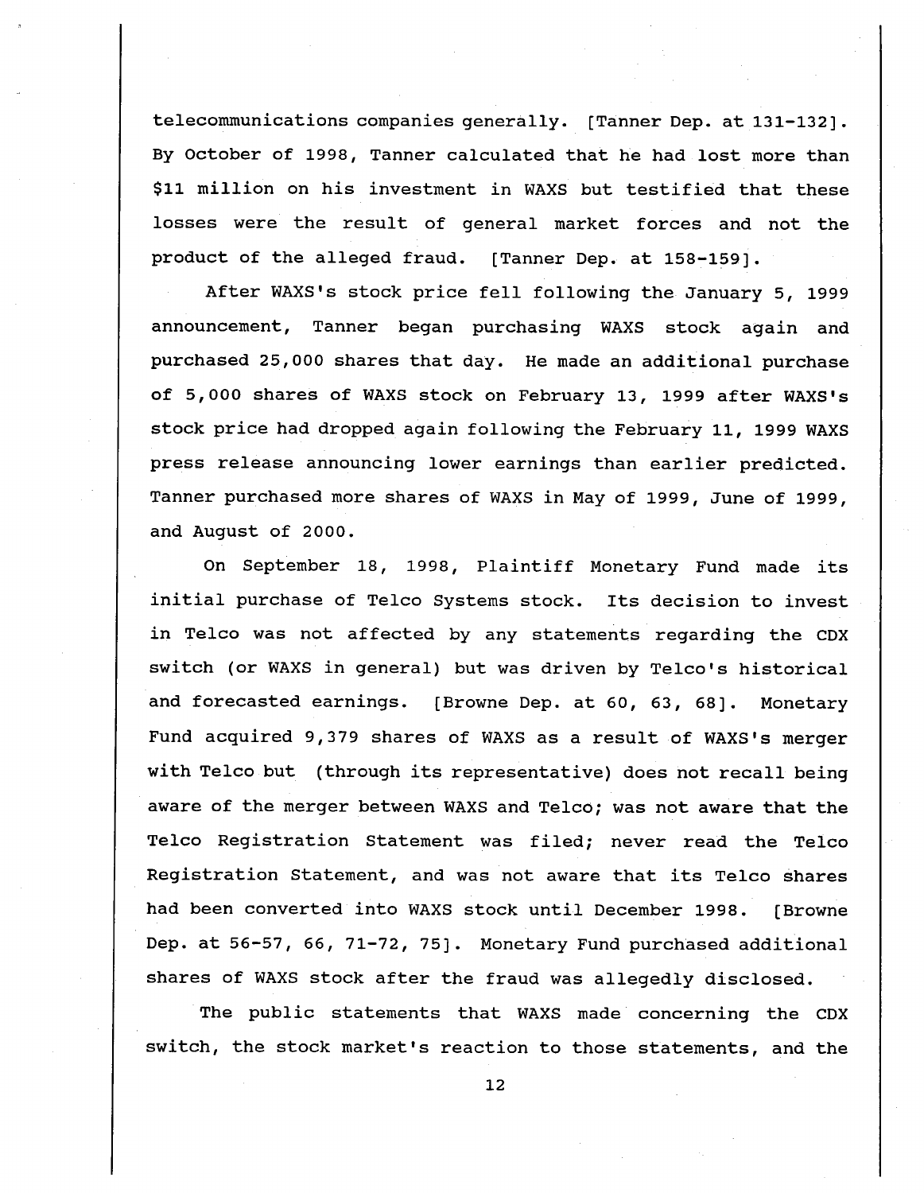telecommunications companies generally. [Tanner Dep. at 131-132]. By October of 1998, Tanner calculated that he had lost more than $11 million on his investment in WAXS but testified that these losses were the result of general market forces and not the product of the alleged fraud. [Tanner Dep. at 158-159].

After WAXS's stock price fell following the January 5, 1999 announcement, Tanner began purchasing WAXS stock again and purchased 25,000 shares that day. He made an additional purchase of 5,000 shares of WAXS stock on February 13, 1999 after WAXS's stock price had dropped again following the February 11, 1999 WAXS press release announcing lower earnings than earlier predicted. Tanner purchased more shares of WAXS in May of 1999, June of 1999, and August of 2000.

On September 18, 1998, Plaintiff Monetary Fund made its initial purchase of Telco Systems stock. Its decision to invest in Telco was not affected by any statements regarding the CDX switch (or WAXS in general) but was driven by Telco's historical and forecasted earnings. [Browne Dep. at 60, 63, 68]. Monetary Fund acquired 9,379 shares of WAXS as a result of WAXS's merger with Telco but (through its representative) does not recall being aware of the merger between WAXS and Telco; was not aware that the Telco Registration Statement was filed; never read the Telco Registration Statement, and was not aware that its Telco shares had been converted into WAXS stock until December 1998. [Browne Dep. at 56-57, 66, 71-72, 75]. Monetary Fund purchased additional shares of WAXS stock after the fraud was allegedly disclosed.

The public statements that WAXS made concerning the CDX switch, the stock market's reaction to those statements, and the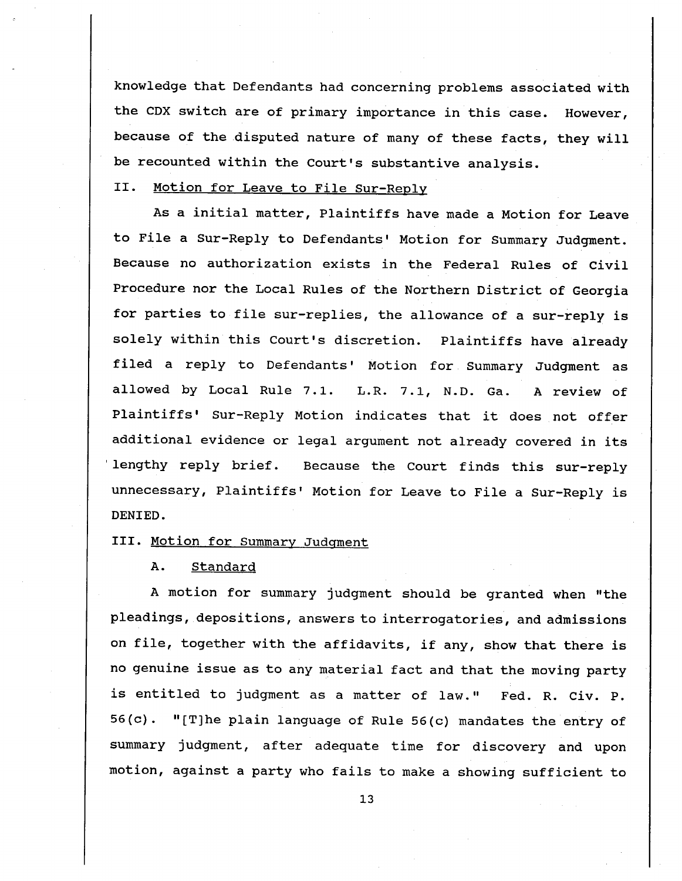knowledge that Defendants had concerning problems associated with the CDX switch are of primary importance in this case. However, because of the disputed nature of many of these facts, they will be recounted within the Court's substantive analysis.

## II. Motion for Leave to File Sur-Reply

As a initial matter, Plaintiffs have made a Motion for Leave to File a Sur-Reply to Defendants' Motion for Summary Judgment. Because no authorization exists in the Federal Rules of Civil Procedure nor the Local Rules of the Northern District of Georgia for parties to file sur-replies, the allowance of a sur-reply is solely within this Court's discretion. Plaintiffs have already filed a reply to Defendants' Motion for Summary Judgment as allowed by Local Rule 7.1. L.R. 7.1, N.D. Ga. A review of Plaintiffs' Sur-Reply Motion indicates that it does not offer additional evidence or legal argument not already covered in its lengthy reply brief. Because the Court finds this sur-reply unnecessary, Plaintiffs' Motion for Leave to File a Sur-Reply is DENIED.

## III. Motion for Summary Judgment

### A. Standard

A motion for summary judgment should be granted when "the pleadings, depositions, answers to interrogatories, and admissions on file, together with the affidavits, if any, show that there is no genuine issue as to any material fact and that the moving party is entitled to judgment as a matter of law." Fed. R. Civ. P. 56(c). "[T]he plain language of Rule 56(c) mandates the entry of summary judgment, after adequate time for discovery and upon motion, against a party who fails to make a showing sufficient to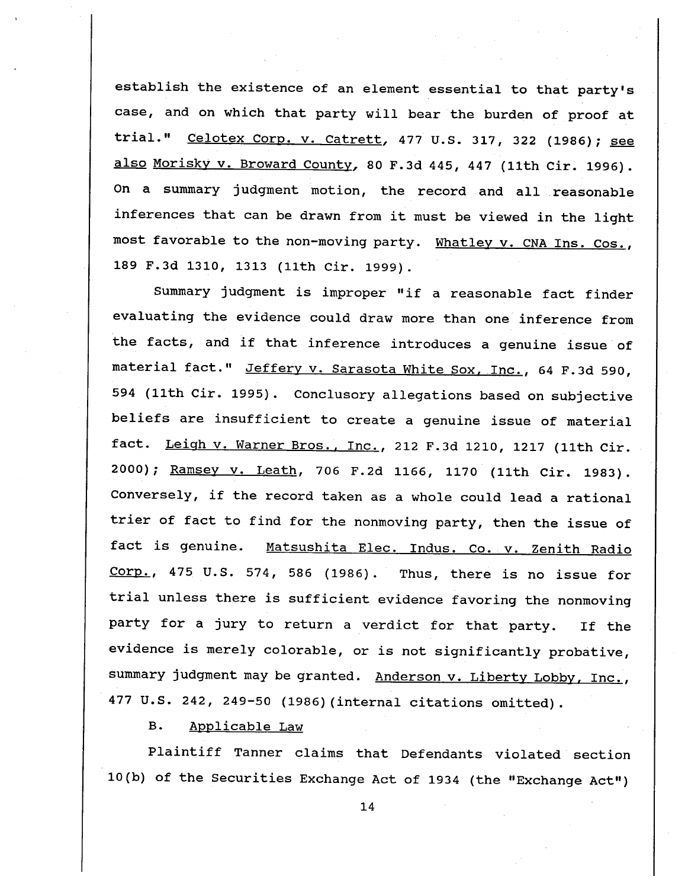establish the existence of an element essential to that party's case, and on which that party will bear the burden of proof at trial." Celotex Corp. v. Catrett, 477 U.S. 317, 322 (1986); see also Morisky v. Broward County, 80 F.3d 445, 447 (11th Cir. 1996). On a summary judgment motion, the record and all reasonable inferences that can be drawn from it must be viewed in the light most favorable to the non-moving party. Whatley v. CNA Ins. Cos., 189 F.3d 1310, 1313 (11th Cir. 1999).

Summary judgment is improper "if a reasonable fact finder evaluating the evidence could draw more than one inference from the facts, and if that inference introduces a genuine issue of material fact." Jeffery v. Sarasota White Sox, Inc., 64 F.3d 590, 594 (11th Cir. 1995). Conclusory allegations based on subjective beliefs are insufficient to create a genuine issue of material fact. Leigh v. Warner Bros., Inc., 212 F.3d 1210, 1217 (11th Cir. 2000); Ramsey v. Leath, 706 F.2d 1166, 1170 (11th Cir. 1983). Conversely, if the record taken as a whole could lead a rational trier of fact to find for the nonmoving party, then the issue of fact is genuine. Matsushita Elec. Indus. Co. v. Zenith Radio Corp., 475 U.S. 574, 586 (1986). Thus, there is no issue for trial unless there is sufficient evidence favoring the nonmoving party for a jury to return a verdict for that party. If the evidence is merely colorable, or is not significantly probative, summary judgment may be granted. Anderson v. Liberty Lobby, Inc., 477 U.S. 242, 249-50 (1986)(internal citations omitted).

B. Applicable Law

Plaintiff Tanner claims that Defendants violated section 10(b) of the Securities Exchange Act of 1934 (the "Exchange Act")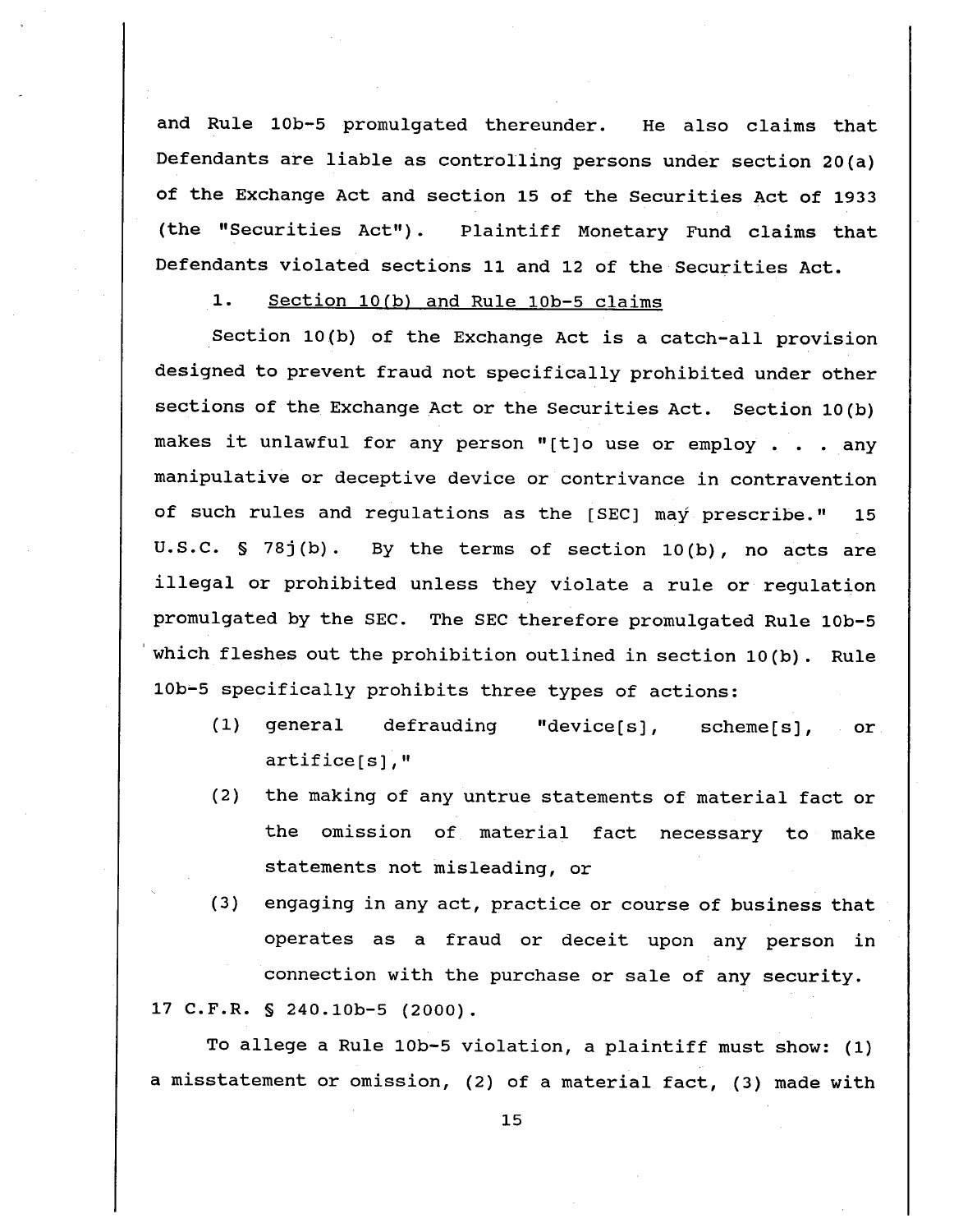and Rule 10b-5 promulgated thereunder. He also claims that Defendants are liable as controlling persons under section 20(a) of the Exchange Act and section 15 of the Securities Act of 1933 (the "Securities Act"). Plaintiff Monetary Fund claims that Defendants violated sections 11 and 12 of the Securities Act.

1. <u>Section 10(b) and Rule 10b-5 claims</u>

Section 10(b) of the Exchange Act is a catch-all provision designed to prevent fraud not specifically prohibited under other sections of the Exchange Act or the Securities Act. Section 10(b) makes it unlawful for any person "[t]o use or employ . . . any manipulative or deceptive device or contrivance in contravention of such rules and regulations as the [SEC] may prescribe." 15 U.S.C. § 78j(b). By the terms of section 10(b), no acts are illegal or prohibited unless they violate a rule or regulation promulgated by the SEC. The SEC therefore promulgated Rule 10b-5 which fleshes out the prohibition outlined in section 10(b). Rule 10b-5 specifically prohibits three types of actions:

(1) general defrauding "device[s], scheme[s], or artifice[s],"

(2) the making of any untrue statements of material fact or the omission of material fact necessary to make statements not misleading, or

(3) engaging in any act, practice or course of business that operates as a fraud or deceit upon any person in connection with the purchase or sale of any security.

17 C.F.R. § 240.10b-5 (2000).

To allege a Rule 10b-5 violation, a plaintiff must show: (1) a misstatement or omission, (2) of a material fact, (3) made with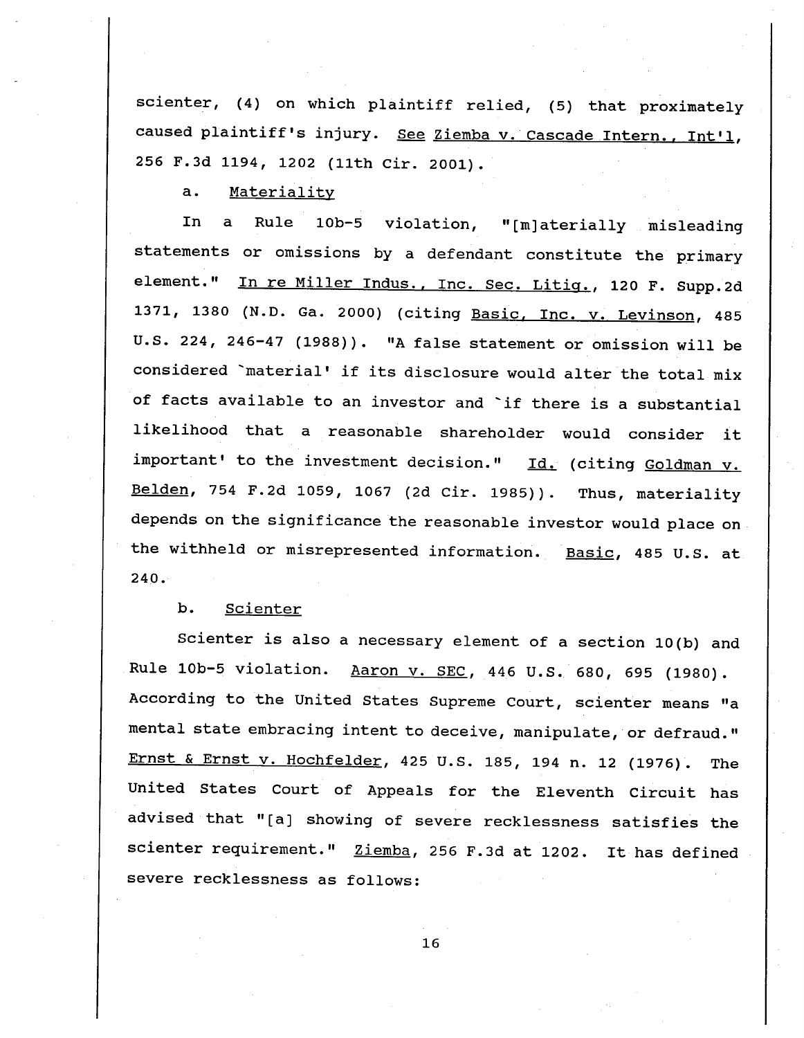scienter, (4) on which plaintiff relied, (5) that proximately caused plaintiff's injury. See Ziemba v. Cascade Intern., Int'l, 256 F.3d 1194, 1202 (11th Cir. 2001).

a. Materiality

In a Rule 10b-5 violation, "[m]aterially misleading statements or omissions by a defendant constitute the primary element." In re Miller Indus., Inc. Sec. Litig., 120 F. Supp.2d 1371, 1380 (N.D. Ga. 2000) (citing Basic, Inc. v. Levinson, 485 U.S. 224, 246-47 (1988)). "A false statement or omission will be considered `material' if its disclosure would alter the total mix of facts available to an investor and `if there is a substantial likelihood that a reasonable shareholder would consider it important' to the investment decision." Id. (citing Goldman v. Belden, 754 F.2d 1059, 1067 (2d Cir. 1985)). Thus, materiality depends on the significance the reasonable investor would place on the withheld or misrepresented information. Basic, 485 U.S. at 240.

b. Scienter

Scienter is also a necessary element of a section 10(b) and Rule 10b-5 violation. Aaron v. SEC, 446 U.S. 680, 695 (1980). According to the United States Supreme Court, scienter means "a mental state embracing intent to deceive, manipulate, or defraud." Ernst & Ernst v. Hochfelder, 425 U.S. 185, 194 n. 12 (1976). The United States Court of Appeals for the Eleventh Circuit has advised that "[a] showing of severe recklessness satisfies the scienter requirement." Ziemba, 256 F.3d at 1202. It has defined severe recklessness as follows: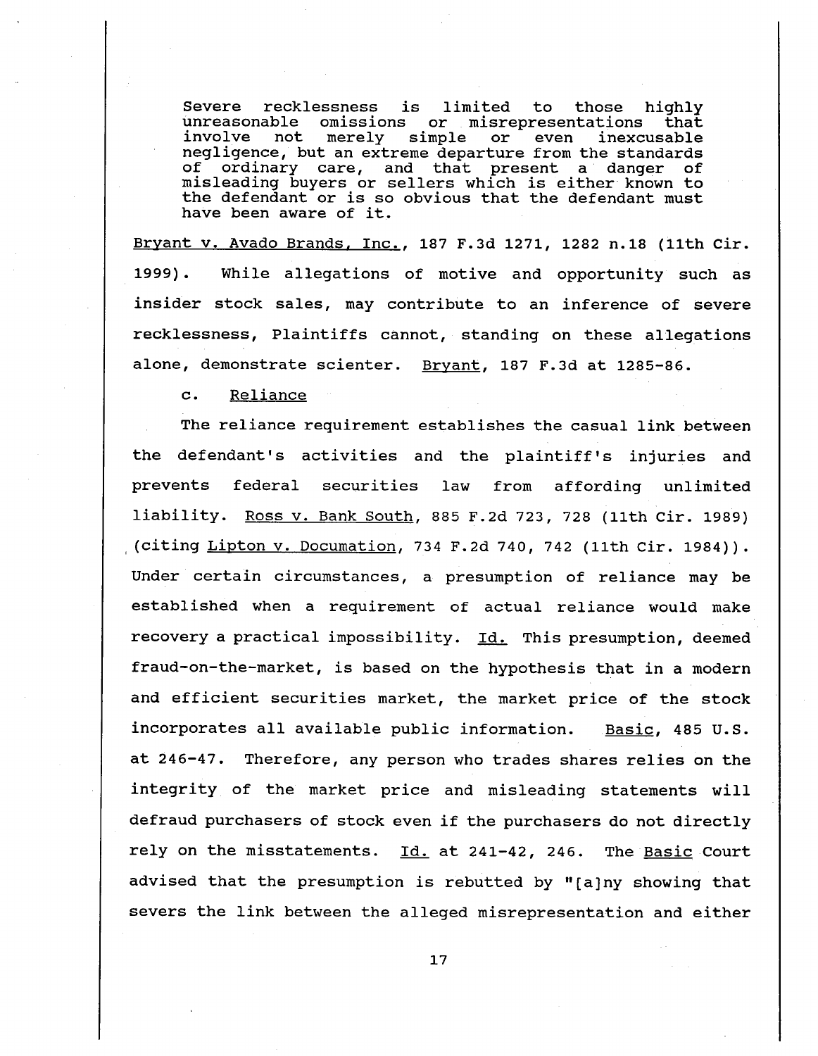> Severe recklessness is limited to those highly unreasonable omissions or misrepresentations that involve not merely simple or even inexcusable negligence, but an extreme departure from the standards of ordinary care, and that present a danger of misleading buyers or sellers which is either known to the defendant or is so obvious that the defendant must have been aware of it.

Bryant v. Avado Brands, Inc., 187 F.3d 1271, 1282 n.18 (11th Cir. 1999). While allegations of motive and opportunity such as insider stock sales, may contribute to an inference of severe recklessness, Plaintiffs cannot, standing on these allegations alone, demonstrate scienter. Bryant, 187 F.3d at 1285-86.

c. Reliance

The reliance requirement establishes the casual link between the defendant's activities and the plaintiff's injuries and prevents federal securities law from affording unlimited liability. Ross v. Bank South, 885 F.2d 723, 728 (11th Cir. 1989) (citing Lipton v. Documation, 734 F.2d 740, 742 (11th Cir. 1984)). Under certain circumstances, a presumption of reliance may be established when a requirement of actual reliance would make recovery a practical impossibility. Id. This presumption, deemed fraud-on-the-market, is based on the hypothesis that in a modern and efficient securities market, the market price of the stock incorporates all available public information. Basic, 485 U.S. at 246-47. Therefore, any person who trades shares relies on the integrity of the market price and misleading statements will defraud purchasers of stock even if the purchasers do not directly rely on the misstatements. Id. at 241-42, 246. The Basic Court advised that the presumption is rebutted by "[a]ny showing that severs the link between the alleged misrepresentation and either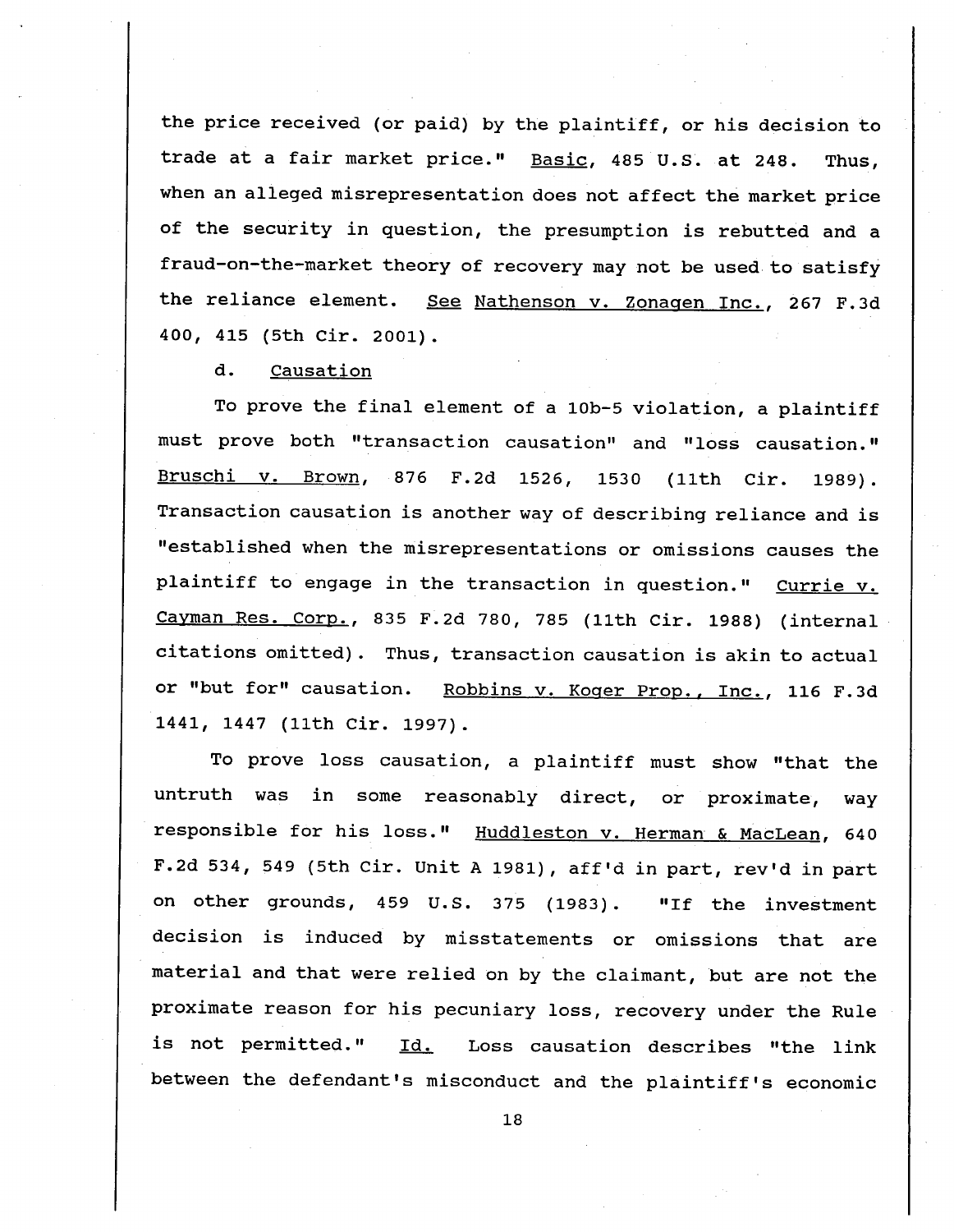the price received (or paid) by the plaintiff, or his decision to trade at a fair market price." Basic, 485 U.S. at 248. Thus, when an alleged misrepresentation does not affect the market price of the security in question, the presumption is rebutted and a fraud-on-the-market theory of recovery may not be used to satisfy the reliance element. See Nathenson v. Zonagen Inc., 267 F.3d 400, 415 (5th Cir. 2001).

d. Causation

To prove the final element of a 10b-5 violation, a plaintiff must prove both "transaction causation" and "loss causation." Bruschi v. Brown, 876 F.2d 1526, 1530 (11th Cir. 1989). Transaction causation is another way of describing reliance and is "established when the misrepresentations or omissions causes the plaintiff to engage in the transaction in question." Currie v. Cayman Res. Corp., 835 F.2d 780, 785 (11th Cir. 1988) (internal citations omitted). Thus, transaction causation is akin to actual or "but for" causation. Robbins v. Koger Prop., Inc., 116 F.3d 1441, 1447 (11th Cir. 1997).

To prove loss causation, a plaintiff must show "that the untruth was in some reasonably direct, or proximate, way responsible for his loss." Huddleston v. Herman & MacLean, 640 F.2d 534, 549 (5th Cir. Unit A 1981), aff'd in part, rev'd in part on other grounds, 459 U.S. 375 (1983). "If the investment decision is induced by misstatements or omissions that are material and that were relied on by the claimant, but are not the proximate reason for his pecuniary loss, recovery under the Rule is not permitted." Id. Loss causation describes "the link between the defendant's misconduct and the plaintiff's economic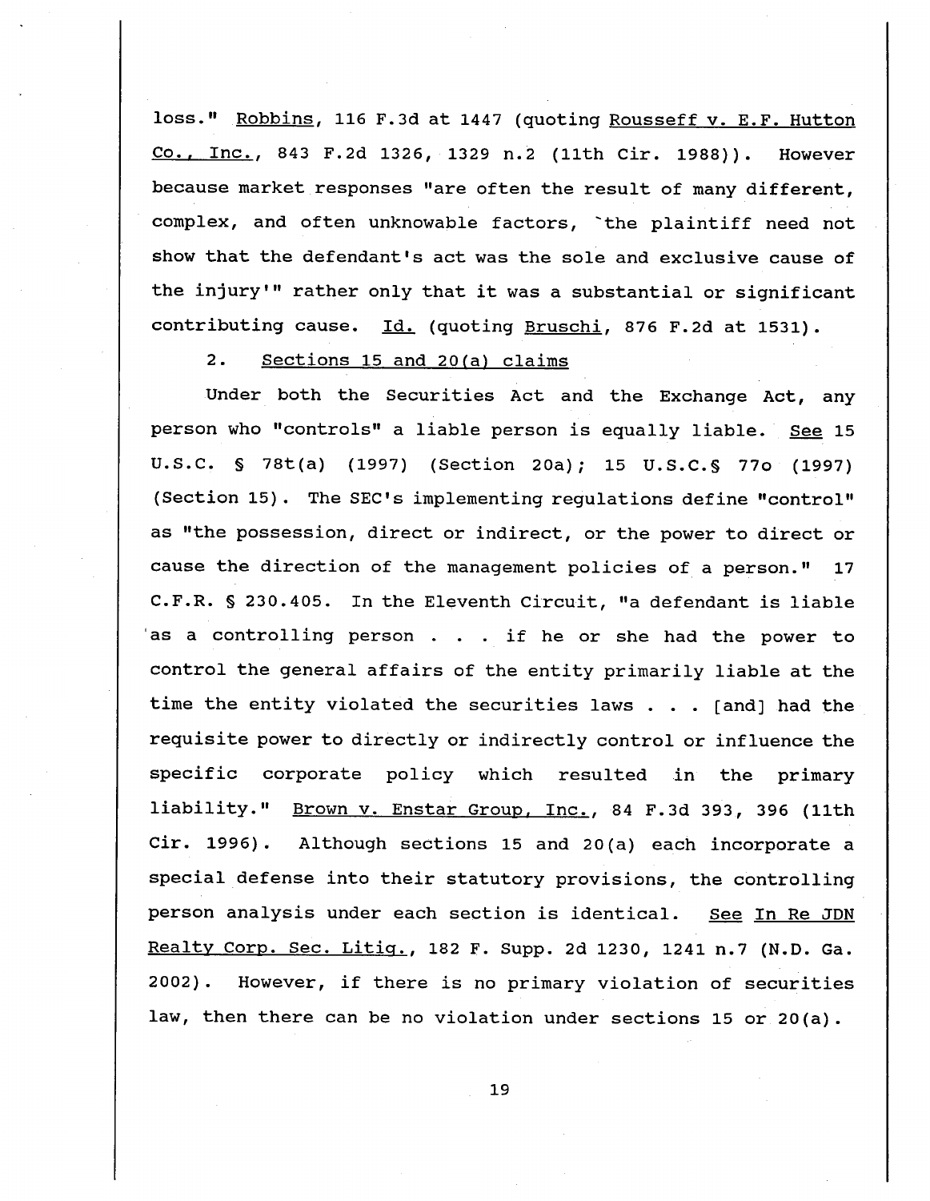loss." Robbins, 116 F.3d at 1447 (quoting Rousseff v. E.F. Hutton Co., Inc., 843 F.2d 1326, 1329 n.2 (11th Cir. 1988)). However because market responses "are often the result of many different, complex, and often unknowable factors, 'the plaintiff need not show that the defendant's act was the sole and exclusive cause of the injury'" rather only that it was a substantial or significant contributing cause. Id. (quoting Bruschi, 876 F.2d at 1531).

2. Sections 15 and 20(a) claims

Under both the Securities Act and the Exchange Act, any person who "controls" a liable person is equally liable. See 15 U.S.C. § 78t(a) (1997) (Section 20a); 15 U.S.C.§ 77o (1997) (Section 15). The SEC's implementing regulations define "control" as "the possession, direct or indirect, or the power to direct or cause the direction of the management policies of a person." 17 C.F.R. § 230.405. In the Eleventh Circuit, "a defendant is liable as a controlling person . . . if he or she had the power to control the general affairs of the entity primarily liable at the time the entity violated the securities laws . . . [and] had the requisite power to directly or indirectly control or influence the specific corporate policy which resulted in the primary liability." Brown v. Enstar Group, Inc., 84 F.3d 393, 396 (11th Cir. 1996). Although sections 15 and 20(a) each incorporate a special defense into their statutory provisions, the controlling person analysis under each section is identical. See In Re JDN Realty Corp. Sec. Litig., 182 F. Supp. 2d 1230, 1241 n.7 (N.D. Ga. 2002). However, if there is no primary violation of securities law, then there can be no violation under sections 15 or 20(a).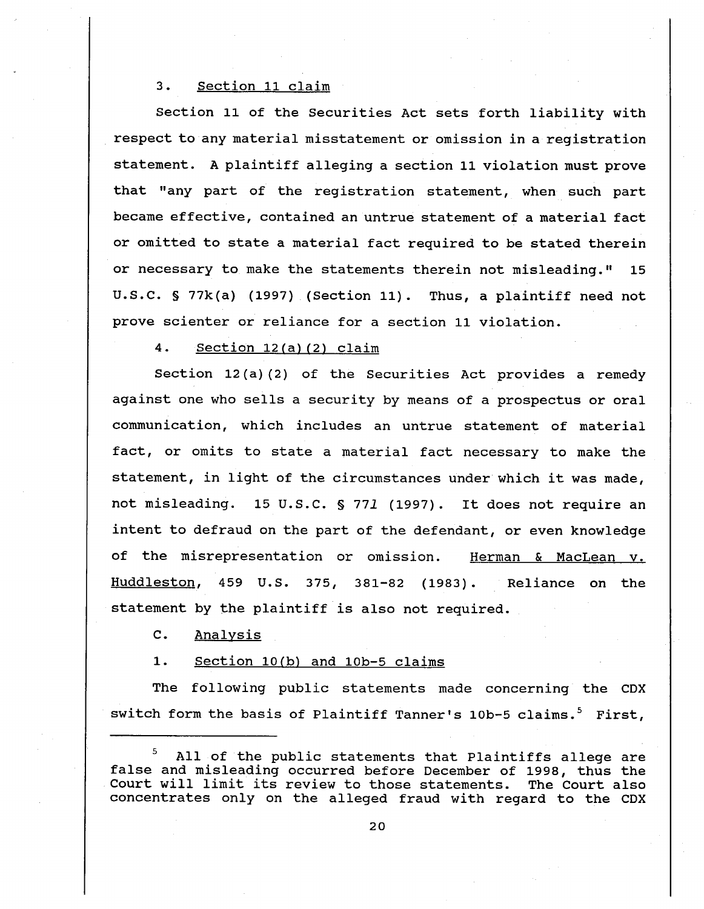3. Section 11 claim

Section 11 of the Securities Act sets forth liability with respect to any material misstatement or omission in a registration statement. A plaintiff alleging a section 11 violation must prove that "any part of the registration statement, when such part became effective, contained an untrue statement of a material fact or omitted to state a material fact required to be stated therein or necessary to make the statements therein not misleading." 15 U.S.C. § 77k(a) (1997) (Section 11). Thus, a plaintiff need not prove scienter or reliance for a section 11 violation.

4. Section 12(a)(2) claim

Section 12(a)(2) of the Securities Act provides a remedy against one who sells a security by means of a prospectus or oral communication, which includes an untrue statement of material fact, or omits to state a material fact necessary to make the statement, in light of the circumstances under which it was made, not misleading. 15 U.S.C. § 77*l* (1997). It does not require an intent to defraud on the part of the defendant, or even knowledge of the misrepresentation or omission. Herman & MacLean v. Huddleston, 459 U.S. 375, 381-82 (1983). Reliance on the statement by the plaintiff is also not required.

C. Analysis

1. Section 10(b) and 10b-5 claims

The following public statements made concerning the CDX switch form the basis of Plaintiff Tanner's 10b-5 claims.[5] First,

---

[5] All of the public statements that Plaintiffs allege are false and misleading occurred before December of 1998, thus the Court will limit its review to those statements. The Court also concentrates only on the alleged fraud with regard to the CDX